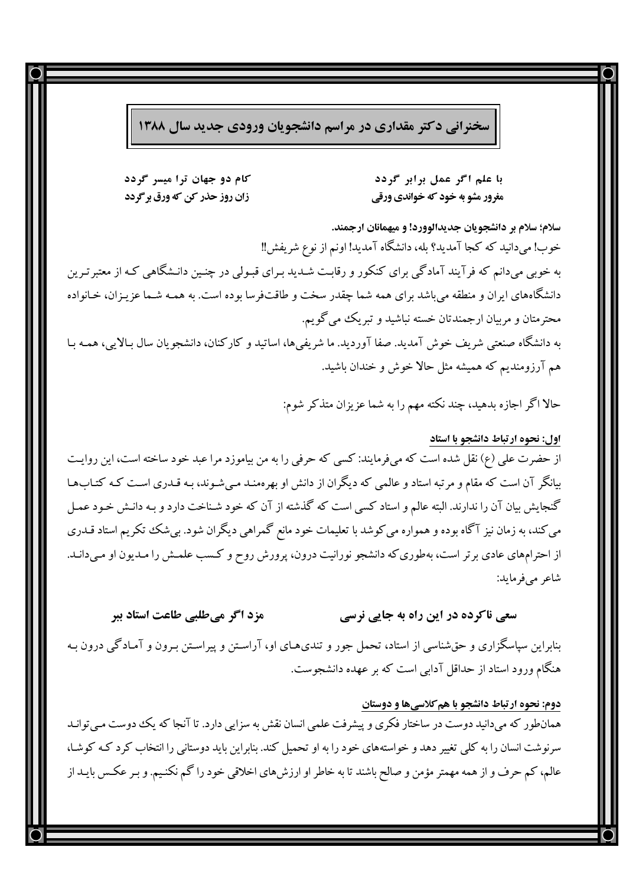# سخنرانی دکتر مقداری در مراسم دانشجویان ورودی جدید سال ۱۳۸۸

**با علم اگر عمل برابر گردد — کام دو جهان ترا میسر گردد**

**مغرور مشو به خود که خواندی ورقی — زان روز حذر کن که ورق برگردد**

**سلام؛ سلام بر دانشجویان جدیدالورود! و میهمانان ارجمند.**

خوب! می‌دانید که کجا آمدید؟ بله، دانشگاه آمدید! اونم از نوع شریفش!!

به خوبی می‌دانم که فرآیند آمادگی برای کنکور و رقابت شدید برای قبولی در چنین دانشگاهی که از معتبرترین دانشگاه‌های ایران و منطقه می‌باشد برای همه شما چقدر سخت و طاقت‌فرسا بوده است. به همه شما عزیزان، خانواده محترمتان و مربیان ارجمندتان خسته نباشید و تبریک می گویم.

به دانشگاه صنعتی شریف خوش آمدید. صفا آوردید. ما شریفی‌ها، اساتید و کارکنان، دانشجویان سال بالایی، همه با هم آرزومندیم که همیشه مثل حالا خوش و خندان باشید.

حالا اگر اجازه بدهید، چند نکته مهم را به شما عزیزان متذکر شوم:

## اول: نحوه ارتباط دانشجو با استاد

از حضرت علی (ع) نقل شده است که می‌فرمایند: کسی که حرفی را به من بیاموزد مرا عبد خود ساخته است، این روایت بیانگر آن است که مقام و مرتبه استاد و عالمی که دیگران از دانش او بهره‌مند می‌شوند، به قدری است که کتاب‌ها گنجایش بیان آن را ندارند. البته عالم و استاد کسی است که گذشته از آن که خود شناخت دارد و به دانش خود عمل می‌کند، به زمان نیز آگاه بوده و همواره می‌کوشد با تعلیمات خود مانع گمراهی دیگران شود. بی‌شک تکریم استاد قدری از احترام‌های عادی برتر است، به‌طوری‌که دانشجو نورانیت درون، پرورش روح و کسب علمش را مدیون او می‌داند. شاعر می‌فرماید:

**سعی ناکرده در این راه به جایی نرسی — مزد اگر می‌طلبی طاعت استاد ببر**

بنابراین سپاسگزاری و حق‌شناسی از استاد، تحمل جور و تندی‌های او، آراستن و پیراستن برون و آمادگی درون به هنگام ورود استاد از حداقل آدابی است که بر عهده دانشجوست.

## دوم: نحوه ارتباط دانشجو با هم‌کلاسی‌ها و دوستان

همان‌طور که می‌دانید دوست در ساختار فکری و پیشرفت علمی انسان نقش به سزایی دارد. تا آنجا که یک دوست می‌تواند سرنوشت انسان را به کلی تغییر دهد و خواسته‌های خود را به او تحمیل کند. بنابراین باید دوستانی را انتخاب کرد که کوشا، عالم، کم حرف و از همه مهمتر مؤمن و صالح باشند تا به خاطر او ارزش‌های اخلاقی خود را گم نکنیم. و بر عکس باید از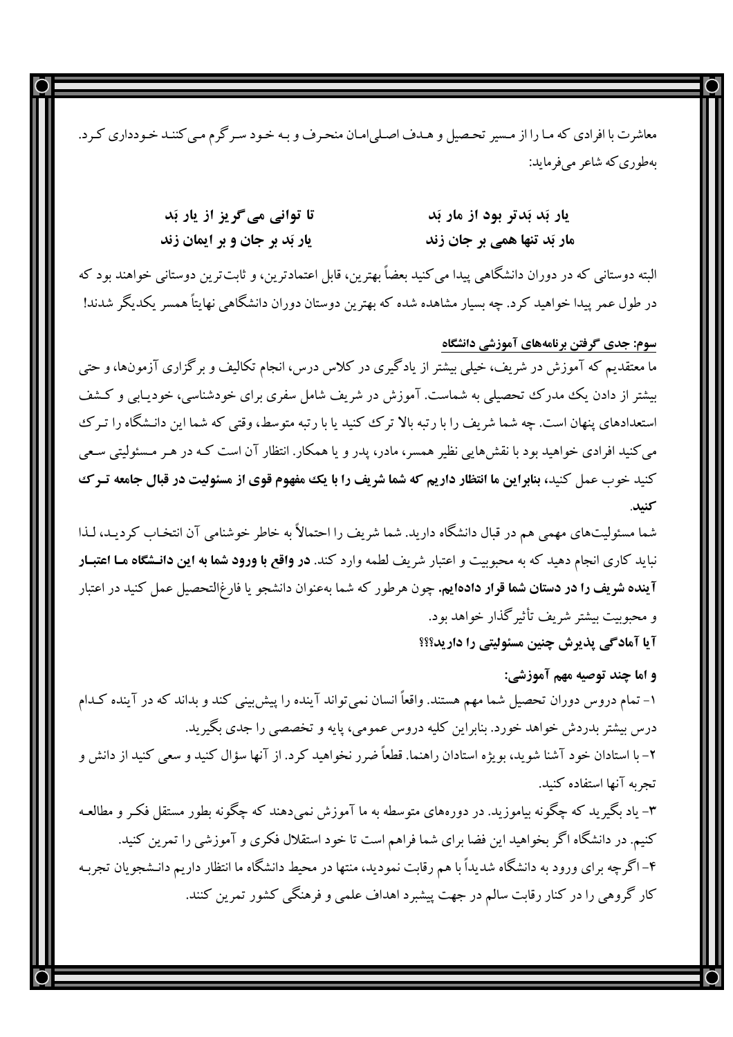معاشرت با افرادی که ما را از مسیر تحصیل و هدف اصلی‌امان منحرف و به خود سرگرم می‌کنند خودداری کرد. به‌طوری‌که شاعر می‌فرماید:

**یار بَد بَدتر بود از مار بَد　　　تا توانی می‌گریز از یار بَد**
**مار بَد تنها همی بر جان زند　　　یار بَد بر جان و بر ایمان زند**

البته دوستانی که در دوران دانشگاهی پیدا می‌کنید بعضاً بهترین، قابل اعتمادترین، و ثابت‌ترین دوستانی خواهند بود که در طول عمر پیدا خواهید کرد. چه بسیار مشاهده شده که بهترین دوستان دوران دانشگاهی نهایتاً همسر یکدیگر شدند!

**سوم: جدی گرفتن برنامه‌های آموزشی دانشگاه**

ما معتقدیم که آموزش در شریف، خیلی بیشتر از یادگیری در کلاس درس، انجام تکالیف و برگزاری آزمون‌ها، و حتی بیشتر از دادن یک مدرک تحصیلی به شماست. آموزش در شریف شامل سفری برای خودشناسی، خودیابی و کشف استعدادهای پنهان است. چه شما شریف را با رتبه بالا ترک کنید یا با رتبه متوسط، وقتی که شما این دانشگاه را ترک می‌کنید افرادی خواهید بود با نقش‌هایی نظیر همسر، مادر، پدر و یا همکار. انتظار آن است که در هر مسئولیتی سعی کنید خوب عمل کنید، **بنابراین ما انتظار داریم که شما شریف را با یک مفهوم قوی از مسئولیت در قبال جامعه ترک کنید.**

شما مسئولیت‌های مهمی هم در قبال دانشگاه دارید. شما شریف را احتمالاً به خاطر خوشنامی آن انتخاب کردید، لذا نباید کاری انجام دهید که به محبوبیت و اعتبار شریف لطمه وارد کند. **در واقع با ورود شما به این دانشگاه ما اعتبار آینده شریف را در دستان شما قرار داده‌ایم.** چون هرطور که شما به‌عنوان دانشجو یا فارغ‌التحصیل عمل کنید در اعتبار و محبوبیت بیشتر شریف تأثیرگذار خواهد بود.

**آیا آمادگی پذیرش چنین مسئولیتی را دارید؟؟؟**

**و اما چند توصیه مهم آموزشی:**

۱- تمام دروس دوران تحصیل شما مهم هستند. واقعاً انسان نمی‌تواند آینده را پیش‌بینی کند و بداند که در آینده کدام درس بیشتر بدردش خواهد خورد. بنابراین کلیه دروس عمومی، پایه و تخصصی را جدی بگیرید.

۲- با استادان خود آشنا شوید، بویژه استادان راهنما. قطعاً ضرر نخواهید کرد. از آنها سؤال کنید و سعی کنید از دانش و تجربه آنها استفاده کنید.

۳- یاد بگیرید که چگونه بیاموزید. در دوره‌های متوسطه به ما آموزش نمی‌دهند که چگونه بطور مستقل فکر و مطالعه کنیم. در دانشگاه اگر بخواهید این فضا برای شما فراهم است تا خود استقلال فکری و آموزشی را تمرین کنید.

۴- اگرچه برای ورود به دانشگاه شدیداً با هم رقابت نمودید، منتها در محیط دانشگاه ما انتظار داریم دانشجویان تجربه کار گروهی را در کنار رقابت سالم در جهت پیشبرد اهداف علمی و فرهنگی کشور تمرین کنند.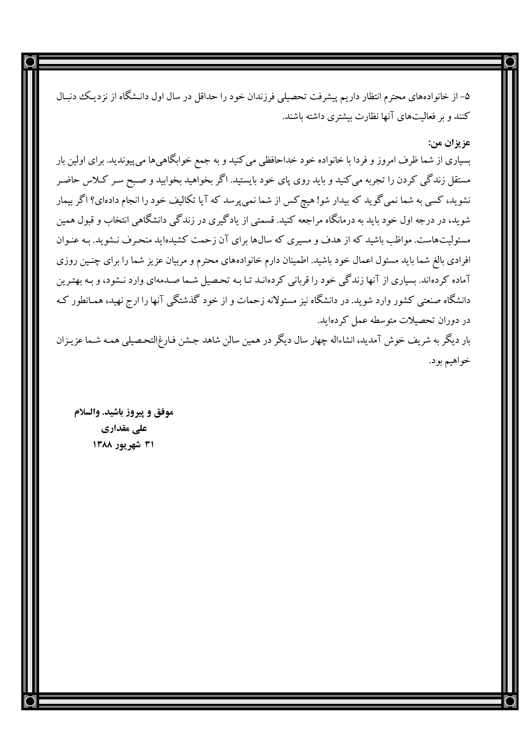۵- از خانواده‌های محترم انتظار داریم پیشرفت تحصیلی فرزندان خود را حداقل در سال اول دانشگاه از نزدیک دنبال کنند و بر فعالیت‌های آنها نظارت بیشتری داشته باشند.

**عزیزان من:**

بسیاری از شما ظرف امروز و فردا با خانواده خود خداحافظی می‌کنید و به جمع خوابگاهی‌ها می‌پیوندید. برای اولین بار مستقل زندگی کردن را تجربه می‌کنید و باید روی پای خود بایستید. اگر بخواهید بخوابید و صبح سر کلاس حاضر نشوید، کسی به شما نمی‌گوید که بیدار شو! هیچ‌کس از شما نمی‌پرسد که آیا تکالیف خود را انجام داده‌ای؟ اگر بیمار شوید، در درجه اول خود باید به درمانگاه مراجعه کنید. قسمتی از یادگیری در زندگی دانشگاهی انتخاب و قبول همین مسئولیت‌هاست. مواظب باشید که از هدف و مسیری که سال‌ها برای آن زحمت کشیده‌اید منحرف نشوید. به عنوان افرادی بالغ شما باید مسئول اعمال خود باشید. اطمینان دارم خانواده‌های محترم و مربیان عزیز شما را برای چنین روزی آماده کرده‌اند. بسیاری از آنها زندگی خود را قربانی کرده‌اند تا به تحصیل شما صدمه‌ای وارد نشود، و به بهترین دانشگاه صنعتی کشور وارد شوید. در دانشگاه نیز مسئولانه زحمات و از خود گذشتگی آنها را ارج نهید، همانطور که در دوران تحصیلات متوسطه عمل کرده‌اید.

بار دیگر به شریف خوش آمدید، انشاءاله چهار سال دیگر در همین سالن شاهد جشن فارغ‌التحصیلی همه شما عزیزان خواهیم بود.

**موفق و پیروز باشید. والسلام**

**علی مقداری**

**۳۱ شهریور ۱۳۸۸**